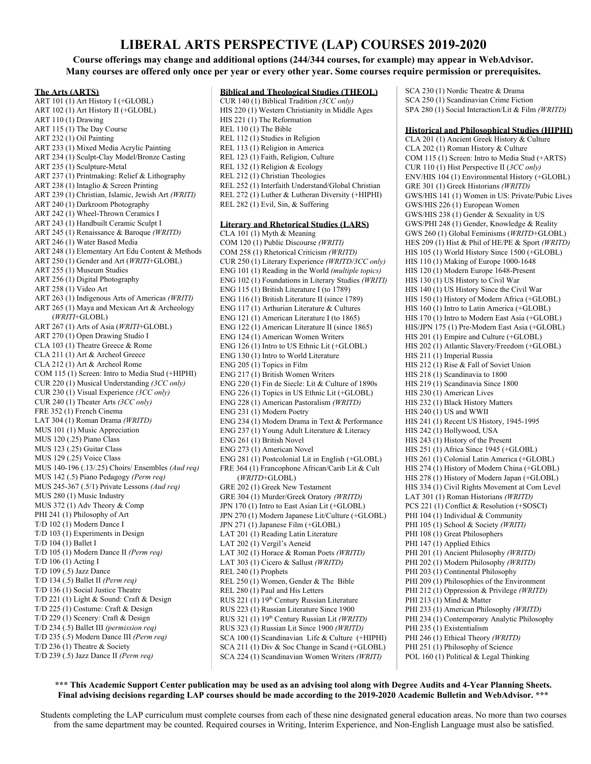# LIBERAL ARTS PERSPECTIVE (LAP) COURSES 2019-2020

**Course offerings may change and additional options (244/344 courses, for example) may appear in WebAdvisor. Many courses are offered only once per year or every other year. Some courses require permission or prerequisites.**

**The Arts (ARTS)**

ART 101 (1) Art History I (+GLOBL)
ART 102 (1) Art History II (+GLOBL)
ART 110 (1) Drawing
ART 115 (1) The Day Course
ART 232 (1) Oil Painting
ART 233 (1) Mixed Media Acrylic Painting
ART 234 (1) Sculpt-Clay Model/Bronze Casting
ART 235 (1) Sculpture-Metal
ART 237 (1) Printmaking: Relief & Lithography
ART 238 (1) Intaglio & Screen Printing
ART 239 (1) Christian, Islamic, Jewish Art *(WRITI)*
ART 240 (1) Darkroom Photography
ART 242 (1) Wheel-Thrown Ceramics I
ART 243 (1) Handbuilt Ceramic Sculpt I
ART 245 (1) Renaissance & Baroque *(WRITD)*
ART 246 (1) Water Based Media
ART 248 (1) Elementary Art Edu Content & Methods
ART 250 (1) Gender and Art (*WRITI*+GLOBL)
ART 255 (1) Museum Studies
ART 256 (1) Digital Photography
ART 258 (1) Video Art
ART 263 (1) Indigenous Arts of Americas *(WRITI)*
ART 265 (1) Maya and Mexican Art & Archeology (*WRITI*+GLOBL)
ART 267 (1) Arts of Asia (*WRITI*+GLOBL)
ART 270 (1) Open Drawing Studio I
CLA 103 (1) Theatre Greece & Rome
CLA 211 (1) Art & Archeol Greece
CLA 212 (1) Art & Archeol Rome
COM 115 (1) Screen: Intro to Media Stud (+HIPHI)
CUR 220 (1) Musical Understanding *(3CC only)*
CUR 230 (1) Visual Experience *(3CC only)*
CUR 240 (1) Theater Arts *(3CC only)*
FRE 352 (1) French Cinema
LAT 304 (1) Roman Drama *(WRITD)*
MUS 101 (1) Music Appreciation
MUS 120 (.25) Piano Class
MUS 123 (.25) Guitar Class
MUS 129 (.25) Voice Class
MUS 140-196 (.13/.25) Choirs/ Ensembles *(Aud req)*
MUS 142 (.5) Piano Pedagogy *(Perm req)*
MUS 245-367 (.5/1) Private Lessons *(Aud req)*
MUS 280 (1) Music Industry
MUS 372 (1) Adv Theory & Comp
PHI 241 (1) Philosophy of Art
T/D 102 (1) Modern Dance I
T/D 103 (1) Experiments in Design
T/D 104 (1) Ballet I
T/D 105 (1) Modern Dance II *(Perm req)*
T/D 106 (1) Acting I
T/D 109 (.5) Jazz Dance
T/D 134 (.5) Ballet II *(Perm req)*
T/D 136 (1) Social Justice Theatre
T/D 221 (1) Light & Sound: Craft & Design
T/D 225 (1) Costume: Craft & Design
T/D 229 (1) Scenery: Craft & Design
T/D 234 (.5) Ballet III *(permission req)*
T/D 235 (.5) Modern Dance III *(Perm req)*
T/D 236 (1) Theatre & Society
T/D 239 (.5) Jazz Dance II *(Perm req)*

**Biblical and Theological Studies (THEOL)**

CUR 140 (1) Biblical Tradition *(3CC only)*
HIS 220 (1) Western Christianity in Middle Ages
HIS 221 (1) The Reformation
REL 110 (1) The Bible
REL 112 (1) Studies in Religion
REL 113 (1) Religion in America
REL 123 (1) Faith, Religion, Culture
REL 132 (1) Religion & Ecology
REL 212 (1) Christian Theologies
REL 252 (1) Interfaith Understand/Global Christian
REL 272 (1) Luther & Lutheran Diversity (+HIPHI)
REL 282 (1) Evil, Sin, & Suffering

**Literary and Rhetorical Studies (LARS)**

CLA 101 (1) Myth & Meaning
COM 120 (1) Public Discourse *(WRITI)*
COM 258 (1) Rhetorical Criticism *(WRITD)*
CUR 250 (1) Literary Experience *(WRITD/3CC only)*
ENG 101 (1) Reading in the World *(multiple topics)*
ENG 102 (1) Foundations in Literary Studies *(WRITI)*
ENG 115 (1) British Literature I (to 1789)
ENG 116 (1) British Literature II (since 1789)
ENG 117 (1) Arthurian Literature & Cultures
ENG 121 (1) American Literature I (to 1865)
ENG 122 (1) American Literature II (since 1865)
ENG 124 (1) American Women Writers
ENG 126 (1) Intro to US Ethnic Lit (+GLOBL)
ENG 130 (1) Intro to World Literature
ENG 205 (1) Topics in Film
ENG 217 (1) British Women Writers
ENG 220 (1) Fin de Siecle: Lit & Culture of 1890s
ENG 226 (1) Topics in US Ethnic Lit (+GLOBL)
ENG 228 (1) American Pastoralism *(WRITD)*
ENG 231 (1) Modern Poetry
ENG 234 (1) Modern Drama in Text & Performance
ENG 237 (1) Young Adult Literature & Literacy
ENG 261 (1) British Novel
ENG 273 (1) American Novel
ENG 281 (1) Postcolonial Lit in English (+GLOBL)
FRE 364 (1) Francophone African/Carib Lit & Cult (*WRITD*+GLOBL)
GRE 202 (1) Greek New Testament
GRE 304 (1) Murder/Greek Oratory *(WRITD)*
JPN 170 (1) Intro to East Asian Lit (+GLOBL)
JPN 270 (1) Modern Japanese Lit/Culture (+GLOBL)
JPN 271 (1) Japanese Film (+GLOBL)
LAT 201 (1) Reading Latin Literature
LAT 202 (1) Vergil's Aeneid
LAT 302 (1) Horace & Roman Poets *(WRITD)*
LAT 303 (1) Cicero & Sallust *(WRITD)*
REL 240 (1) Prophets
REL 250 (1) Women, Gender & The Bible
REL 280 (1) Paul and His Letters
RUS 221 (1) 19th Century Russian Literature
RUS 223 (1) Russian Literature Since 1900
RUS 321 (1) 19th Century Russian Lit *(WRITD)*
RUS 323 (1) Russian Lit Since 1900 *(WRITD)*
SCA 100 (1) Scandinavian Life & Culture (+HIPHI)
SCA 211 (1) Div & Soc Change in Scand (+GLOBL)
SCA 224 (1) Scandinavian Women Writers *(WRITI)*
SCA 230 (1) Nordic Theatre & Drama
SCA 250 (1) Scandinavian Crime Fiction
SPA 280 (1) Social Interaction/Lit & Film *(WRITD)*

**Historical and Philosophical Studies (HIPHI)**

CLA 201 (1) Ancient Greek History & Culture
CLA 202 (1) Roman History & Culture
COM 115 (1) Screen: Intro to Media Stud (+ARTS)
CUR 110 (1) Hist Perspective II (*3CC only*)
ENV/HIS 104 (1) Environmental History (+GLOBL)
GRE 301 (1) Greek Historians *(WRITD)*
GWS/HIS 141 (1) Women in US: Private/Pubic Lives
GWS/HIS 226 (1) European Women
GWS/HIS 238 (1) Gender & Sexuality in US
GWS/PHI 248 (1) Gender, Knowledge & Reality
GWS 260 (1) Global Feminisms (*WRITD*+GLOBL)
HES 209 (1) Hist & Phil of HE/PE & Sport *(WRITD)*
HIS 105 (1) World History Since 1500 (+GLOBL)
HIS 110 (1) Making of Europe 1000-1648
HIS 120 (1) Modern Europe 1648-Present
HIS 130 (1) US History to Civil War
HIS 140 (1) US History Since the Civil War
HIS 150 (1) History of Modern Africa (+GLOBL)
HIS 160 (1) Intro to Latin America (+GLOBL)
HIS 170 (1) Intro to Modern East Asia (+GLOBL)
HIS/JPN 175 (1) Pre-Modern East Asia (+GLOBL)
HIS 201 (1) Empire and Culture (+GLOBL)
HIS 202 (1) Atlantic Slavery/Freedom (+GLOBL)
HIS 211 (1) Imperial Russia
HIS 212 (1) Rise & Fall of Soviet Union
HIS 218 (1) Scandinavia to 1800
HIS 219 (1) Scandinavia Since 1800
HIS 230 (1) American Lives
HIS 232 (1) Black History Matters
HIS 240 (1) US and WWII
HIS 241 (1) Recent US History, 1945-1995
HIS 242 (1) Hollywood, USA
HIS 243 (1) History of the Present
HIS 251 (1) Africa Since 1945 (+GLOBL)
HIS 261 (1) Colonial Latin America (+GLOBL)
HIS 274 (1) History of Modern China (+GLOBL)
HIS 278 (1) History of Modern Japan (+GLOBL)
HIS 334 (1) Civil Rights Movement at Com Level
LAT 301 (1) Roman Historians *(WRITD)*
PCS 221 (1) Conflict & Resolution (+SOSCI)
PHI 104 (1) Individual & Community
PHI 105 (1) School & Society *(WRITI)*
PHI 108 (1) Great Philosophers
PHI 147 (1) Applied Ethics
PHI 201 (1) Ancient Philosophy *(WRITD)*
PHI 202 (1) Modern Philosophy *(WRITD)*
PHI 203 (1) Continental Philosophy
PHI 209 (1) Philosophies of the Environment
PHI 212 (1) Oppression & Privilege *(WRITD)*
PHI 213 (1) Mind & Matter
PHI 233 (1) American Philosophy *(WRITD)*
PHI 234 (1) Contemporary Analytic Philosophy
PHI 235 (1) Existentialism
PHI 246 (1) Ethical Theory *(WRITD)*
PHI 251 (1) Philosophy of Science
POL 160 (1) Political & Legal Thinking

**\*\*\* This Academic Support Center publication may be used as an advising tool along with Degree Audits and 4-Year Planning Sheets. Final advising decisions regarding LAP courses should be made according to the 2019-2020 Academic Bulletin and WebAdvisor. \*\*\***

Students completing the LAP curriculum must complete courses from each of these nine designated general education areas. No more than two courses from the same department may be counted. Required courses in Writing, Interim Experience, and Non-English Language must also be satisfied.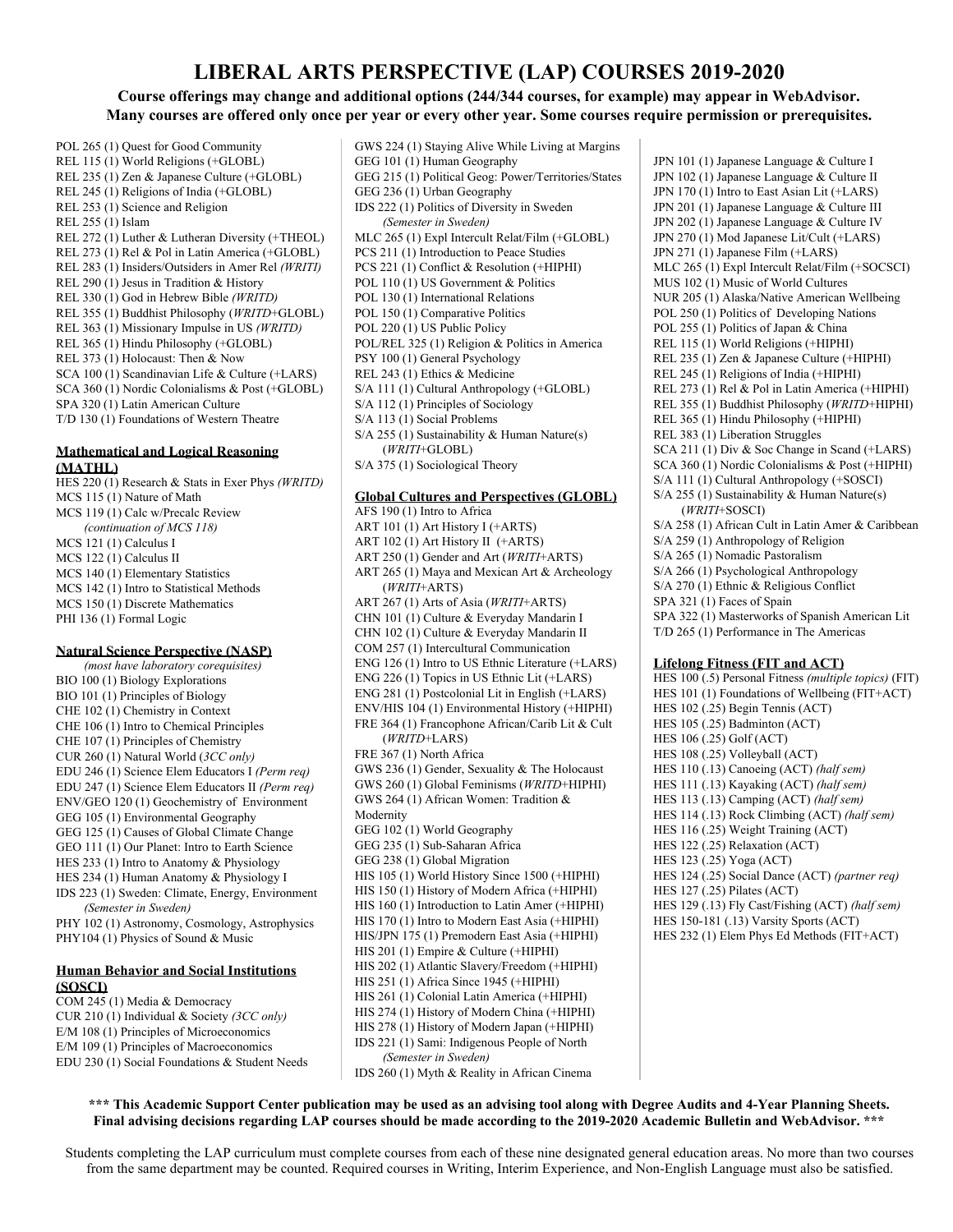# LIBERAL ARTS PERSPECTIVE (LAP) COURSES 2019-2020

**Course offerings may change and additional options (244/344 courses, for example) may appear in WebAdvisor. Many courses are offered only once per year or every other year. Some courses require permission or prerequisites.**

POL 265 (1) Quest for Good Community
REL 115 (1) World Religions (+GLOBL)
REL 235 (1) Zen & Japanese Culture (+GLOBL)
REL 245 (1) Religions of India (+GLOBL)
REL 253 (1) Science and Religion
REL 255 (1) Islam
REL 272 (1) Luther & Lutheran Diversity (+THEOL)
REL 273 (1) Rel & Pol in Latin America (+GLOBL)
REL 283 (1) Insiders/Outsiders in Amer Rel *(WRITI)*
REL 290 (1) Jesus in Tradition & History
REL 330 (1) God in Hebrew Bible *(WRITD)*
REL 355 (1) Buddhist Philosophy (*WRITD*+GLOBL)
REL 363 (1) Missionary Impulse in US *(WRITD)*
REL 365 (1) Hindu Philosophy (+GLOBL)
REL 373 (1) Holocaust: Then & Now
SCA 100 (1) Scandinavian Life & Culture (+LARS)
SCA 360 (1) Nordic Colonialisms & Post (+GLOBL)
SPA 320 (1) Latin American Culture
T/D 130 (1) Foundations of Western Theatre

## Mathematical and Logical Reasoning (MATHL)

HES 220 (1) Research & Stats in Exer Phys *(WRITD)*
MCS 115 (1) Nature of Math
MCS 119 (1) Calc w/Precalc Review
*(continuation of MCS 118)*
MCS 121 (1) Calculus I
MCS 122 (1) Calculus II
MCS 140 (1) Elementary Statistics
MCS 142 (1) Intro to Statistical Methods
MCS 150 (1) Discrete Mathematics
PHI 136 (1) Formal Logic

## Natural Science Perspective (NASP)

*(most have laboratory corequisites)*
BIO 100 (1) Biology Explorations
BIO 101 (1) Principles of Biology
CHE 102 (1) Chemistry in Context
CHE 106 (1) Intro to Chemical Principles
CHE 107 (1) Principles of Chemistry
CUR 260 (1) Natural World (*3CC only)*
EDU 246 (1) Science Elem Educators I *(Perm req)*
EDU 247 (1) Science Elem Educators II *(Perm req)*
ENV/GEO 120 (1) Geochemistry of Environment
GEG 105 (1) Environmental Geography
GEG 125 (1) Causes of Global Climate Change
GEO 111 (1) Our Planet: Intro to Earth Science
HES 233 (1) Intro to Anatomy & Physiology
HES 234 (1) Human Anatomy & Physiology I
IDS 223 (1) Sweden: Climate, Energy, Environment
*(Semester in Sweden)*
PHY 102 (1) Astronomy, Cosmology, Astrophysics
PHY104 (1) Physics of Sound & Music

## Human Behavior and Social Institutions (SOSCI)

COM 245 (1) Media & Democracy
CUR 210 (1) Individual & Society *(3CC only)*
E/M 108 (1) Principles of Microeconomics
E/M 109 (1) Principles of Macroeconomics
EDU 230 (1) Social Foundations & Student Needs
GWS 224 (1) Staying Alive While Living at Margins
GEG 101 (1) Human Geography
GEG 215 (1) Political Geog: Power/Territories/States
GEG 236 (1) Urban Geography
IDS 222 (1) Politics of Diversity in Sweden
*(Semester in Sweden)*
MLC 265 (1) Expl Intercult Relat/Film (+GLOBL)
PCS 211 (1) Introduction to Peace Studies
PCS 221 (1) Conflict & Resolution (+HIPHI)
POL 110 (1) US Government & Politics
POL 130 (1) International Relations
POL 150 (1) Comparative Politics
POL 220 (1) US Public Policy
POL/REL 325 (1) Religion & Politics in America
PSY 100 (1) General Psychology
REL 243 (1) Ethics & Medicine
S/A 111 (1) Cultural Anthropology (+GLOBL)
S/A 112 (1) Principles of Sociology
S/A 113 (1) Social Problems
S/A 255 (1) Sustainability & Human Nature(s)
(*WRITI*+GLOBL)
S/A 375 (1) Sociological Theory

## Global Cultures and Perspectives (GLOBL)

AFS 190 (1) Intro to Africa
ART 101 (1) Art History I (+ARTS)
ART 102 (1) Art History II (+ARTS)
ART 250 (1) Gender and Art (*WRITI*+ARTS)
ART 265 (1) Maya and Mexican Art & Archeology
(*WRITI*+ARTS)
ART 267 (1) Arts of Asia (*WRITI*+ARTS)
CHN 101 (1) Culture & Everyday Mandarin I
CHN 102 (1) Culture & Everyday Mandarin II
COM 257 (1) Intercultural Communication
ENG 126 (1) Intro to US Ethnic Literature (+LARS)
ENG 226 (1) Topics in US Ethnic Lit (+LARS)
ENG 281 (1) Postcolonial Lit in English (+LARS)
ENV/HIS 104 (1) Environmental History (+HIPHI)
FRE 364 (1) Francophone African/Carib Lit & Cult
(*WRITD*+LARS)
FRE 367 (1) North Africa
GWS 236 (1) Gender, Sexuality & The Holocaust
GWS 260 (1) Global Feminisms (*WRITD*+HIPHI)
GWS 264 (1) African Women: Tradition & Modernity
GEG 102 (1) World Geography
GEG 235 (1) Sub-Saharan Africa
GEG 238 (1) Global Migration
HIS 105 (1) World History Since 1500 (+HIPHI)
HIS 150 (1) History of Modern Africa (+HIPHI)
HIS 160 (1) Introduction to Latin Amer (+HIPHI)
HIS 170 (1) Intro to Modern East Asia (+HIPHI)
HIS/JPN 175 (1) Premodern East Asia (+HIPHI)
HIS 201 (1) Empire & Culture (+HIPHI)
HIS 202 (1) Atlantic Slavery/Freedom (+HIPHI)
HIS 251 (1) Africa Since 1945 (+HIPHI)
HIS 261 (1) Colonial Latin America (+HIPHI)
HIS 274 (1) History of Modern China (+HIPHI)
HIS 278 (1) History of Modern Japan (+HIPHI)
IDS 221 (1) Sami: Indigenous People of North
*(Semester in Sweden)*
IDS 260 (1) Myth & Reality in African Cinema
JPN 101 (1) Japanese Language & Culture I
JPN 102 (1) Japanese Language & Culture II
JPN 170 (1) Intro to East Asian Lit (+LARS)
JPN 201 (1) Japanese Language & Culture III
JPN 202 (1) Japanese Language & Culture IV
JPN 270 (1) Mod Japanese Lit/Cult (+LARS)
JPN 271 (1) Japanese Film (+LARS)
MLC 265 (1) Expl Intercult Relat/Film (+SOCSCI)
MUS 102 (1) Music of World Cultures
NUR 205 (1) Alaska/Native American Wellbeing
POL 250 (1) Politics of Developing Nations
POL 255 (1) Politics of Japan & China
REL 115 (1) World Religions (+HIPHI)
REL 235 (1) Zen & Japanese Culture (+HIPHI)
REL 245 (1) Religions of India (+HIPHI)
REL 273 (1) Rel & Pol in Latin America (+HIPHI)
REL 355 (1) Buddhist Philosophy (*WRITD*+HIPHI)
REL 365 (1) Hindu Philosophy (+HIPHI)
REL 383 (1) Liberation Struggles
SCA 211 (1) Div & Soc Change in Scand (+LARS)
SCA 360 (1) Nordic Colonialisms & Post (+HIPHI)
S/A 111 (1) Cultural Anthropology (+SOSCI)
S/A 255 (1) Sustainability & Human Nature(s)
(*WRITI*+SOSCI)
S/A 258 (1) African Cult in Latin Amer & Caribbean
S/A 259 (1) Anthropology of Religion
S/A 265 (1) Nomadic Pastoralism
S/A 266 (1) Psychological Anthropology
S/A 270 (1) Ethnic & Religious Conflict
SPA 321 (1) Faces of Spain
SPA 322 (1) Masterworks of Spanish American Lit
T/D 265 (1) Performance in The Americas

## Lifelong Fitness (FIT and ACT)

HES 100 (.5) Personal Fitness *(multiple topics)* (FIT)
HES 101 (1) Foundations of Wellbeing (FIT+ACT)
HES 102 (.25) Begin Tennis (ACT)
HES 105 (.25) Badminton (ACT)
HES 106 (.25) Golf (ACT)
HES 108 (.25) Volleyball (ACT)
HES 110 (.13) Canoeing (ACT) *(half sem)*
HES 111 (.13) Kayaking (ACT) *(half sem)*
HES 113 (.13) Camping (ACT) *(half sem)*
HES 114 (.13) Rock Climbing (ACT) *(half sem)*
HES 116 (.25) Weight Training (ACT)
HES 122 (.25) Relaxation (ACT)
HES 123 (.25) Yoga (ACT)
HES 124 (.25) Social Dance (ACT) *(partner req)*
HES 127 (.25) Pilates (ACT)
HES 129 (.13) Fly Cast/Fishing (ACT) *(half sem)*
HES 150-181 (.13) Varsity Sports (ACT)
HES 232 (1) Elem Phys Ed Methods (FIT+ACT)

**\*\*\* This Academic Support Center publication may be used as an advising tool along with Degree Audits and 4-Year Planning Sheets. Final advising decisions regarding LAP courses should be made according to the 2019-2020 Academic Bulletin and WebAdvisor. \*\*\***

Students completing the LAP curriculum must complete courses from each of these nine designated general education areas. No more than two courses from the same department may be counted. Required courses in Writing, Interim Experience, and Non-English Language must also be satisfied.